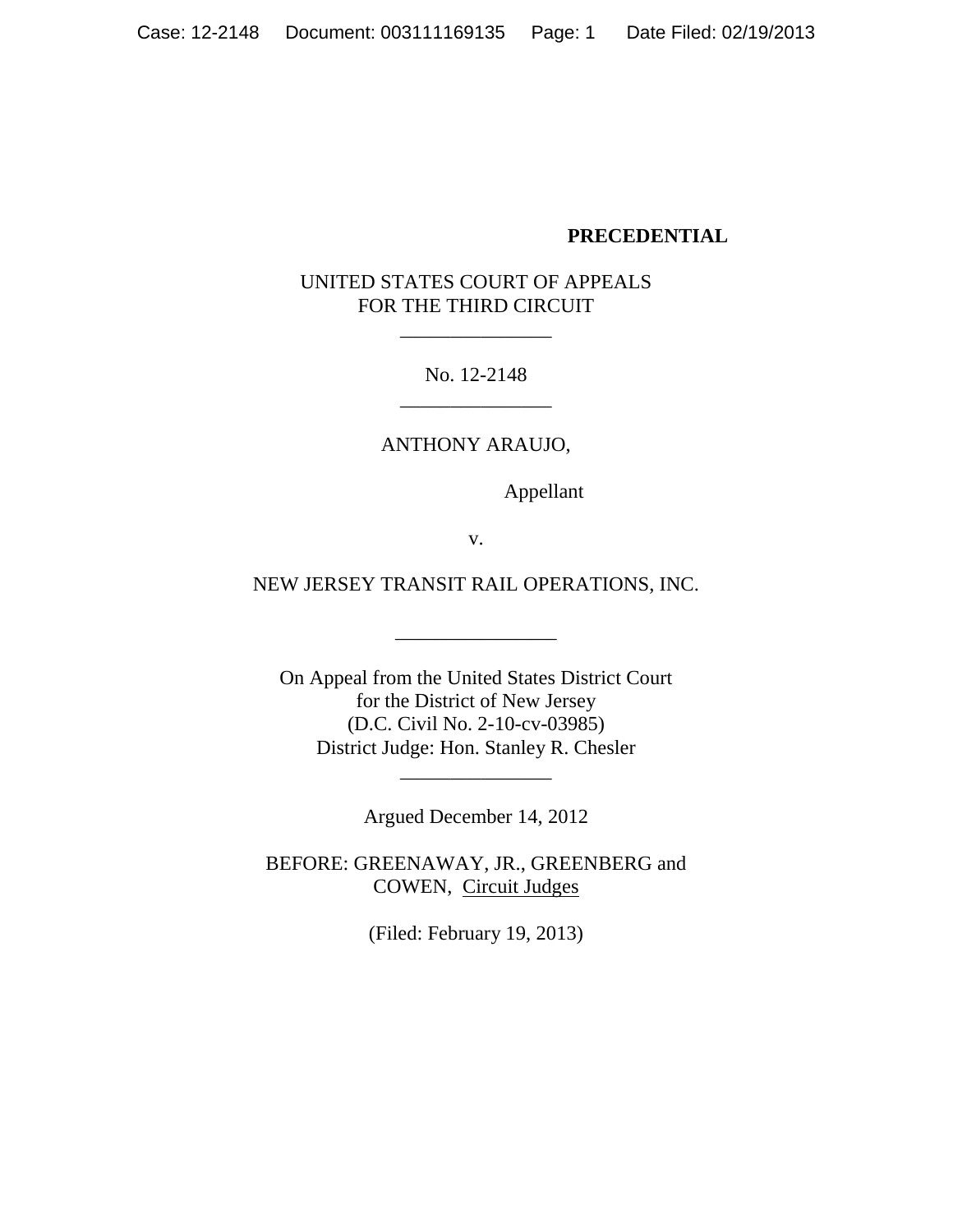**PRECEDENTIAL**

UNITED STATES COURT OF APPEALS
FOR THE THIRD CIRCUIT

\_\_\_\_\_\_\_\_\_\_\_\_\_\_\_

No. 12-2148

\_\_\_\_\_\_\_\_\_\_\_\_\_\_\_

ANTHONY ARAUJO,

Appellant

v.

NEW JERSEY TRANSIT RAIL OPERATIONS, INC.

\_\_\_\_\_\_\_\_\_\_\_\_\_\_\_

On Appeal from the United States District Court
for the District of New Jersey
(D.C. Civil No. 2-10-cv-03985)
District Judge: Hon. Stanley R. Chesler

\_\_\_\_\_\_\_\_\_\_\_\_\_\_\_

Argued December 14, 2012

BEFORE: GREENAWAY, JR., GREENBERG and COWEN, Circuit Judges

(Filed: February 19, 2013)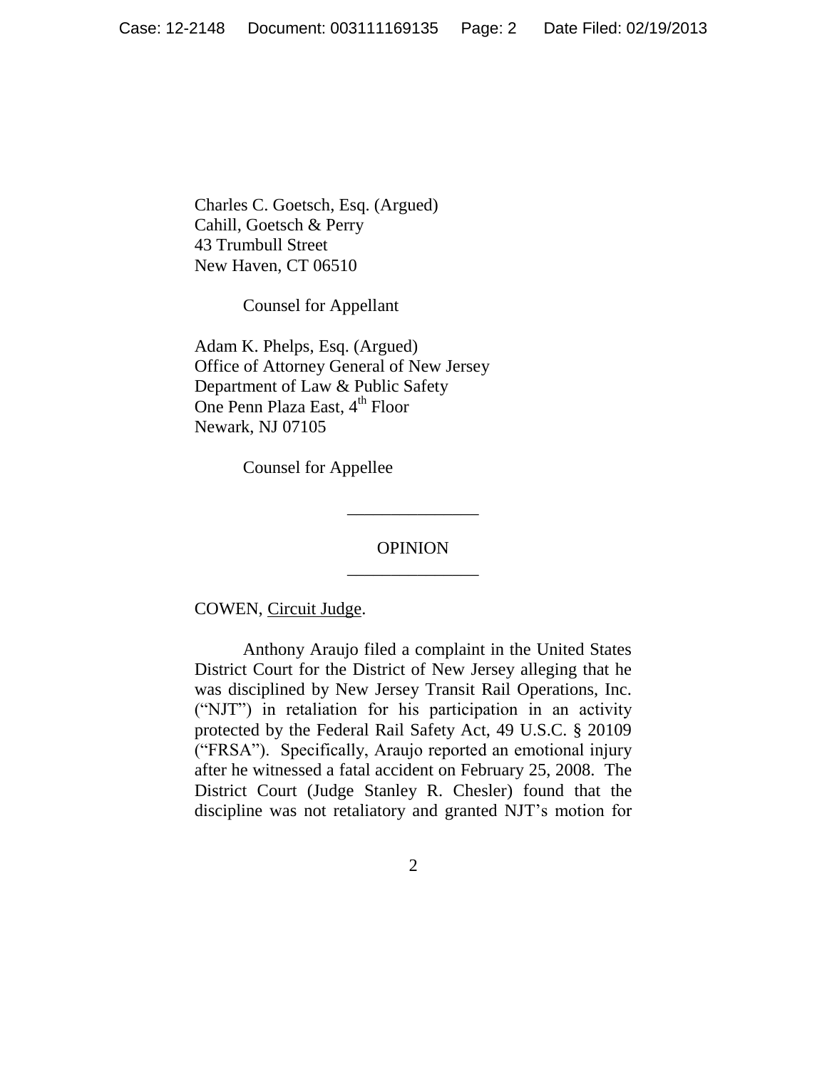Charles C. Goetsch, Esq. (Argued)
Cahill, Goetsch & Perry
43 Trumbull Street
New Haven, CT 06510

Counsel for Appellant

Adam K. Phelps, Esq. (Argued)
Office of Attorney General of New Jersey
Department of Law & Public Safety
One Penn Plaza East, 4th Floor
Newark, NJ 07105

Counsel for Appellee

---

OPINION

---

COWEN, Circuit Judge.

Anthony Araujo filed a complaint in the United States District Court for the District of New Jersey alleging that he was disciplined by New Jersey Transit Rail Operations, Inc. ("NJT") in retaliation for his participation in an activity protected by the Federal Rail Safety Act, 49 U.S.C. § 20109 ("FRSA"). Specifically, Araujo reported an emotional injury after he witnessed a fatal accident on February 25, 2008. The District Court (Judge Stanley R. Chesler) found that the discipline was not retaliatory and granted NJT's motion for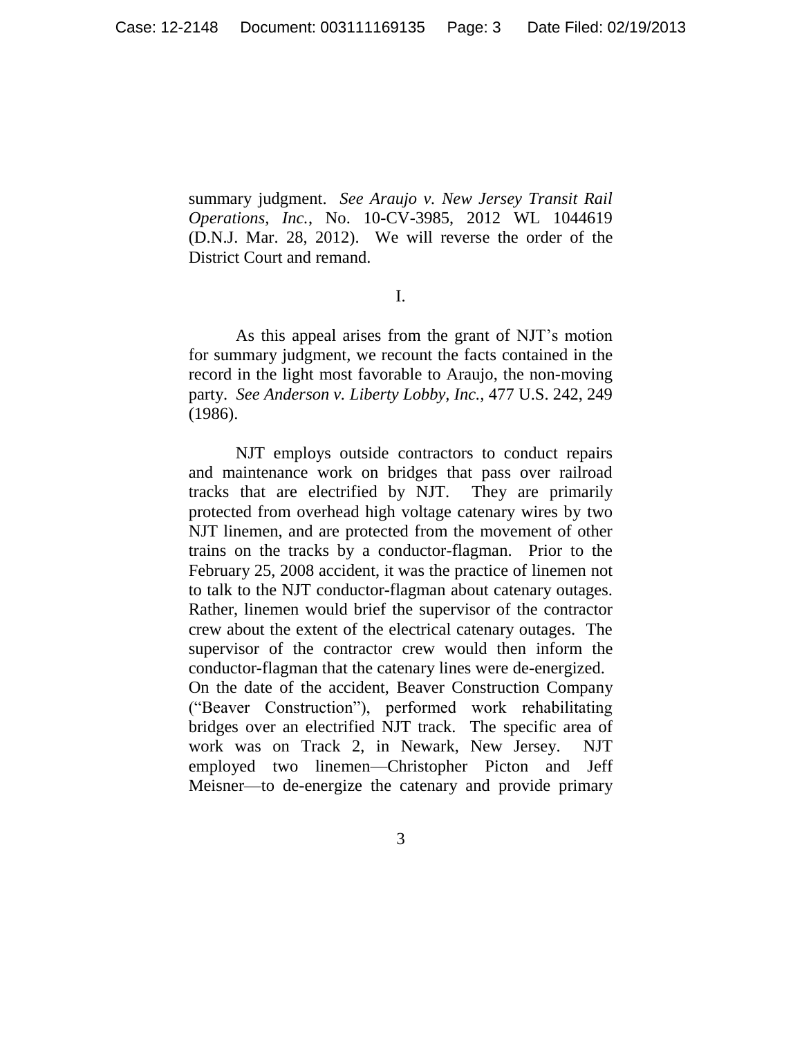summary judgment. *See Araujo v. New Jersey Transit Rail Operations, Inc.*, No. 10-CV-3985, 2012 WL 1044619 (D.N.J. Mar. 28, 2012). We will reverse the order of the District Court and remand.

## I.

As this appeal arises from the grant of NJT's motion for summary judgment, we recount the facts contained in the record in the light most favorable to Araujo, the non-moving party. *See Anderson v. Liberty Lobby, Inc.*, 477 U.S. 242, 249 (1986).

NJT employs outside contractors to conduct repairs and maintenance work on bridges that pass over railroad tracks that are electrified by NJT. They are primarily protected from overhead high voltage catenary wires by two NJT linemen, and are protected from the movement of other trains on the tracks by a conductor-flagman. Prior to the February 25, 2008 accident, it was the practice of linemen not to talk to the NJT conductor-flagman about catenary outages. Rather, linemen would brief the supervisor of the contractor crew about the extent of the electrical catenary outages. The supervisor of the contractor crew would then inform the conductor-flagman that the catenary lines were de-energized.

On the date of the accident, Beaver Construction Company ("Beaver Construction"), performed work rehabilitating bridges over an electrified NJT track. The specific area of work was on Track 2, in Newark, New Jersey. NJT employed two linemen—Christopher Picton and Jeff Meisner—to de-energize the catenary and provide primary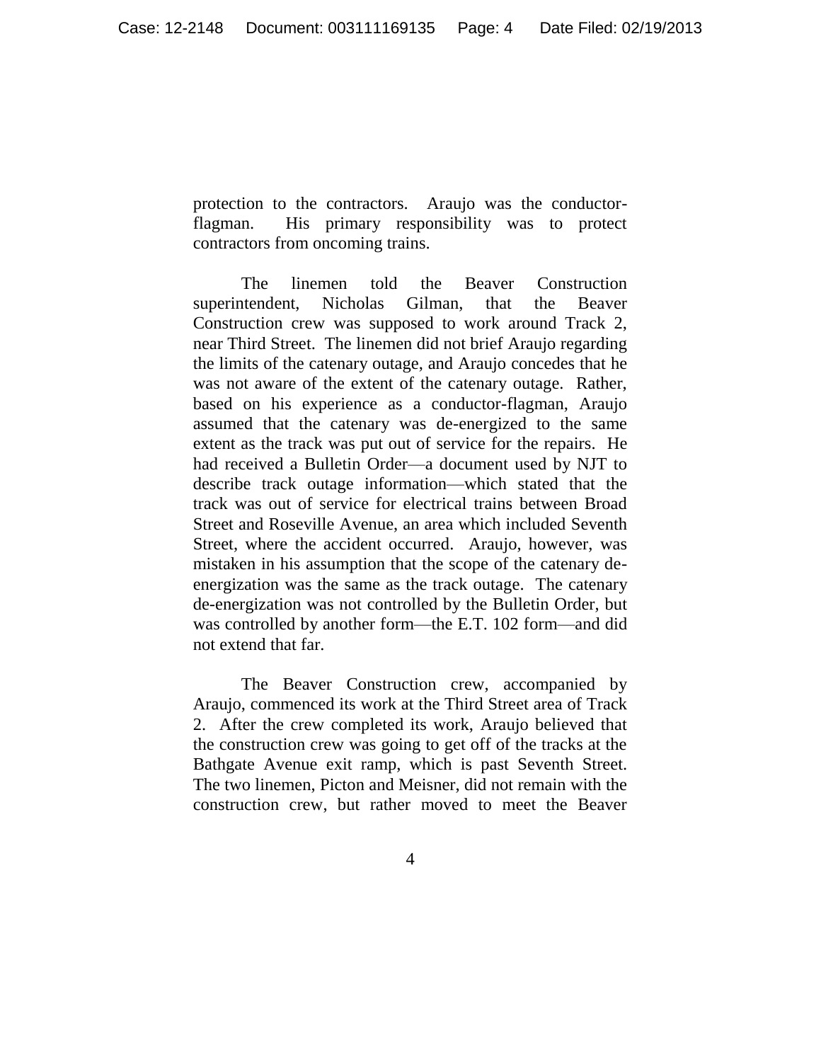protection to the contractors. Araujo was the conductor-flagman. His primary responsibility was to protect contractors from oncoming trains.

The linemen told the Beaver Construction superintendent, Nicholas Gilman, that the Beaver Construction crew was supposed to work around Track 2, near Third Street. The linemen did not brief Araujo regarding the limits of the catenary outage, and Araujo concedes that he was not aware of the extent of the catenary outage. Rather, based on his experience as a conductor-flagman, Araujo assumed that the catenary was de-energized to the same extent as the track was put out of service for the repairs. He had received a Bulletin Order—a document used by NJT to describe track outage information—which stated that the track was out of service for electrical trains between Broad Street and Roseville Avenue, an area which included Seventh Street, where the accident occurred. Araujo, however, was mistaken in his assumption that the scope of the catenary de-energization was the same as the track outage. The catenary de-energization was not controlled by the Bulletin Order, but was controlled by another form—the E.T. 102 form—and did not extend that far.

The Beaver Construction crew, accompanied by Araujo, commenced its work at the Third Street area of Track 2. After the crew completed its work, Araujo believed that the construction crew was going to get off of the tracks at the Bathgate Avenue exit ramp, which is past Seventh Street. The two linemen, Picton and Meisner, did not remain with the construction crew, but rather moved to meet the Beaver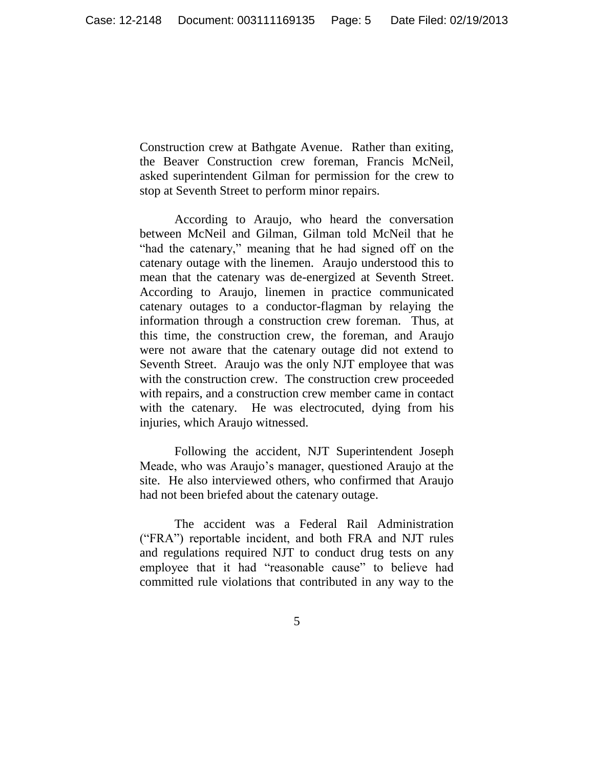Construction crew at Bathgate Avenue. Rather than exiting, the Beaver Construction crew foreman, Francis McNeil, asked superintendent Gilman for permission for the crew to stop at Seventh Street to perform minor repairs.

According to Araujo, who heard the conversation between McNeil and Gilman, Gilman told McNeil that he "had the catenary," meaning that he had signed off on the catenary outage with the linemen. Araujo understood this to mean that the catenary was de-energized at Seventh Street. According to Araujo, linemen in practice communicated catenary outages to a conductor-flagman by relaying the information through a construction crew foreman. Thus, at this time, the construction crew, the foreman, and Araujo were not aware that the catenary outage did not extend to Seventh Street. Araujo was the only NJT employee that was with the construction crew. The construction crew proceeded with repairs, and a construction crew member came in contact with the catenary. He was electrocuted, dying from his injuries, which Araujo witnessed.

Following the accident, NJT Superintendent Joseph Meade, who was Araujo's manager, questioned Araujo at the site. He also interviewed others, who confirmed that Araujo had not been briefed about the catenary outage.

The accident was a Federal Rail Administration ("FRA") reportable incident, and both FRA and NJT rules and regulations required NJT to conduct drug tests on any employee that it had "reasonable cause" to believe had committed rule violations that contributed in any way to the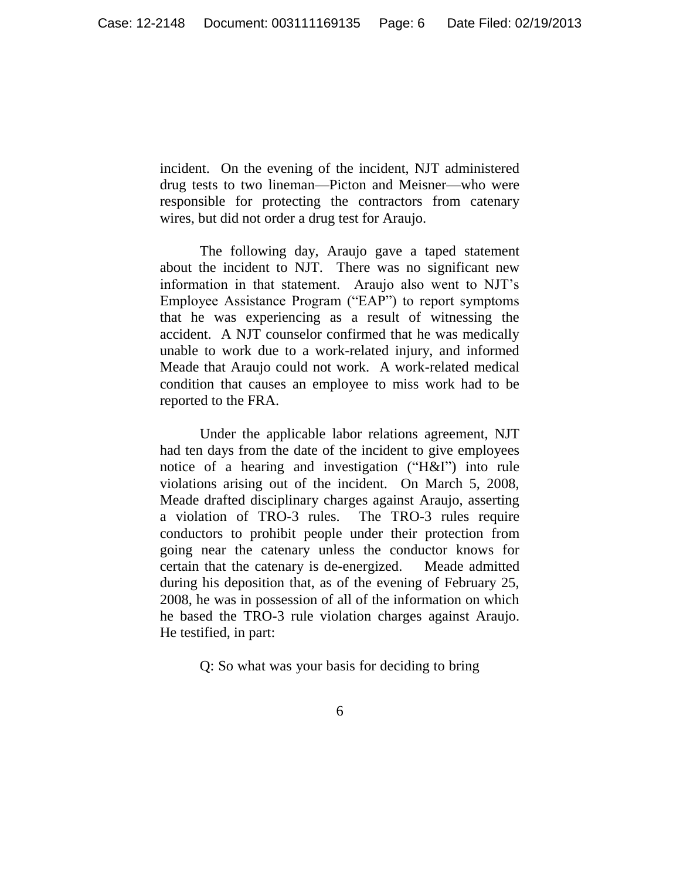incident. On the evening of the incident, NJT administered drug tests to two lineman—Picton and Meisner—who were responsible for protecting the contractors from catenary wires, but did not order a drug test for Araujo.

The following day, Araujo gave a taped statement about the incident to NJT. There was no significant new information in that statement. Araujo also went to NJT's Employee Assistance Program ("EAP") to report symptoms that he was experiencing as a result of witnessing the accident. A NJT counselor confirmed that he was medically unable to work due to a work-related injury, and informed Meade that Araujo could not work. A work-related medical condition that causes an employee to miss work had to be reported to the FRA.

Under the applicable labor relations agreement, NJT had ten days from the date of the incident to give employees notice of a hearing and investigation ("H&I") into rule violations arising out of the incident. On March 5, 2008, Meade drafted disciplinary charges against Araujo, asserting a violation of TRO-3 rules. The TRO-3 rules require conductors to prohibit people under their protection from going near the catenary unless the conductor knows for certain that the catenary is de-energized. Meade admitted during his deposition that, as of the evening of February 25, 2008, he was in possession of all of the information on which he based the TRO-3 rule violation charges against Araujo. He testified, in part:

> Q: So what was your basis for deciding to bring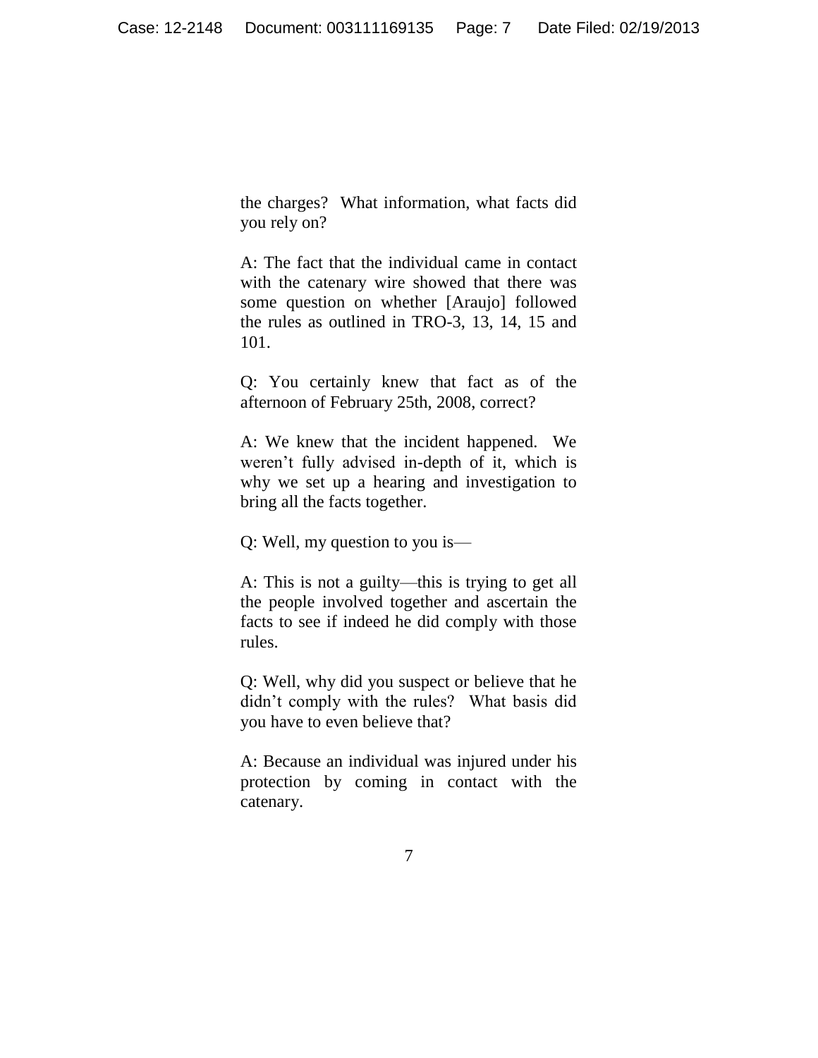the charges? What information, what facts did you rely on?

A: The fact that the individual came in contact with the catenary wire showed that there was some question on whether [Araujo] followed the rules as outlined in TRO-3, 13, 14, 15 and 101.

Q: You certainly knew that fact as of the afternoon of February 25th, 2008, correct?

A: We knew that the incident happened. We weren't fully advised in-depth of it, which is why we set up a hearing and investigation to bring all the facts together.

Q: Well, my question to you is—

A: This is not a guilty—this is trying to get all the people involved together and ascertain the facts to see if indeed he did comply with those rules.

Q: Well, why did you suspect or believe that he didn't comply with the rules? What basis did you have to even believe that?

A: Because an individual was injured under his protection by coming in contact with the catenary.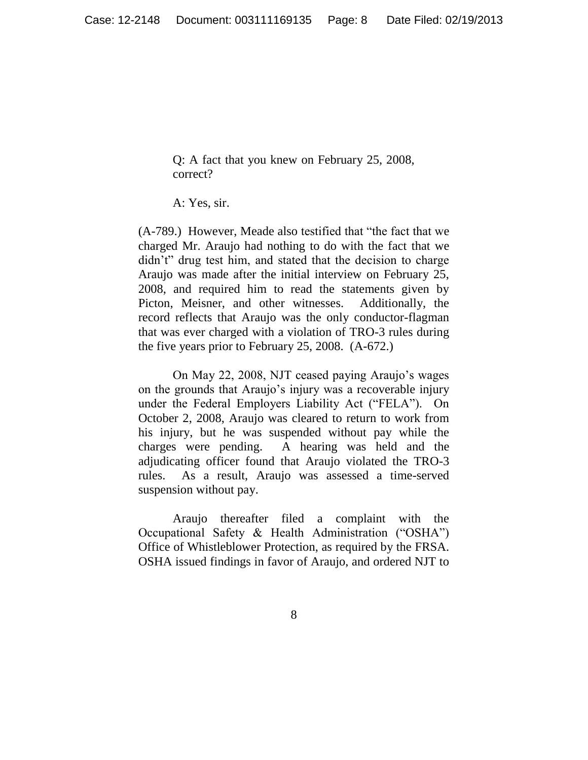> Q: A fact that you knew on February 25, 2008, correct?
>
> A: Yes, sir.

(A-789.) However, Meade also testified that "the fact that we charged Mr. Araujo had nothing to do with the fact that we didn't" drug test him, and stated that the decision to charge Araujo was made after the initial interview on February 25, 2008, and required him to read the statements given by Picton, Meisner, and other witnesses. Additionally, the record reflects that Araujo was the only conductor-flagman that was ever charged with a violation of TRO-3 rules during the five years prior to February 25, 2008. (A-672.)

On May 22, 2008, NJT ceased paying Araujo's wages on the grounds that Araujo's injury was a recoverable injury under the Federal Employers Liability Act ("FELA"). On October 2, 2008, Araujo was cleared to return to work from his injury, but he was suspended without pay while the charges were pending. A hearing was held and the adjudicating officer found that Araujo violated the TRO-3 rules. As a result, Araujo was assessed a time-served suspension without pay.

Araujo thereafter filed a complaint with the Occupational Safety & Health Administration ("OSHA") Office of Whistleblower Protection, as required by the FRSA. OSHA issued findings in favor of Araujo, and ordered NJT to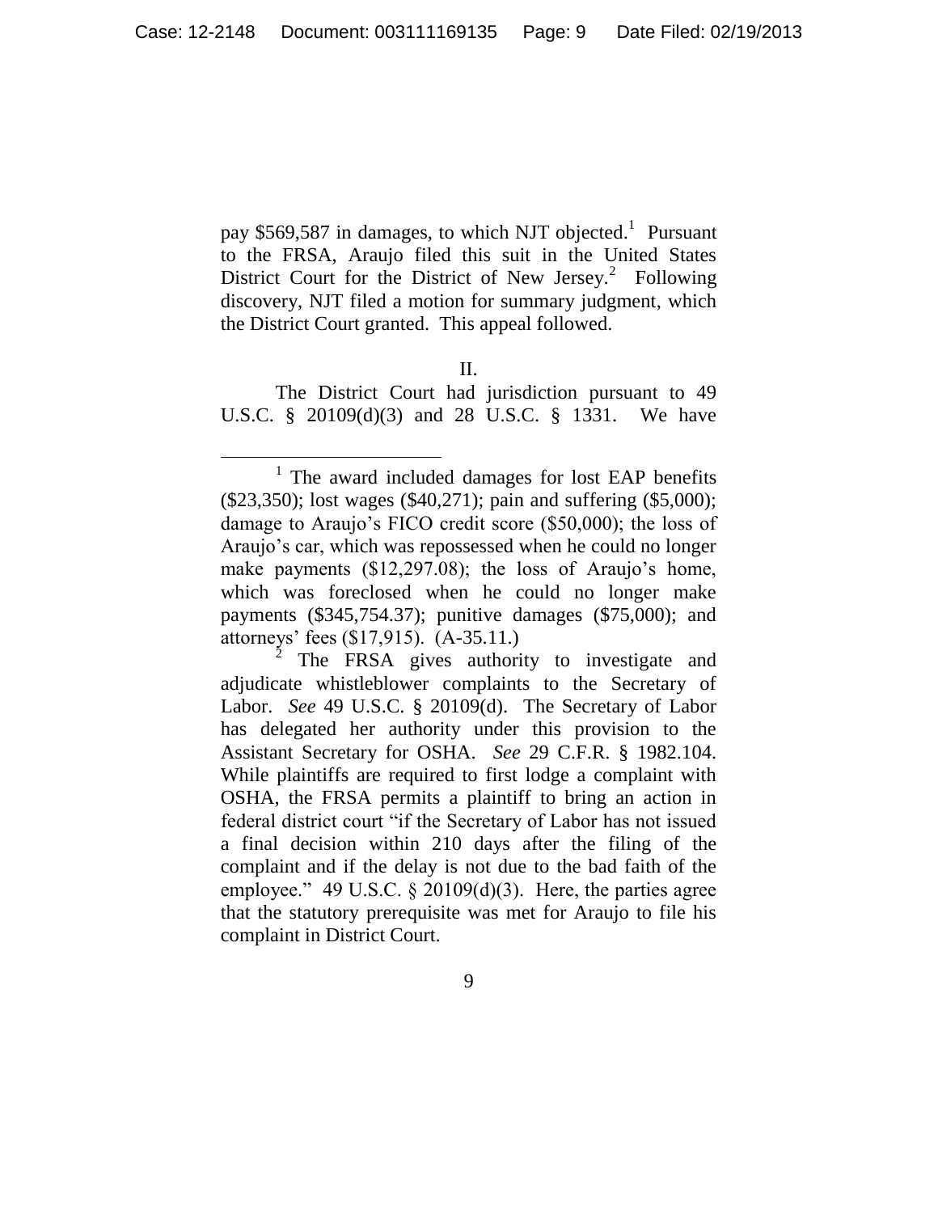pay $569,587 in damages, to which NJT objected.[1] Pursuant to the FRSA, Araujo filed this suit in the United States District Court for the District of New Jersey.[2] Following discovery, NJT filed a motion for summary judgment, which the District Court granted. This appeal followed.

II.

The District Court had jurisdiction pursuant to 49 U.S.C. § 20109(d)(3) and 28 U.S.C. § 1331. We have

---

[1] The award included damages for lost EAP benefits ($23,350); lost wages ($40,271); pain and suffering ($5,000); damage to Araujo's FICO credit score ($50,000); the loss of Araujo's car, which was repossessed when he could no longer make payments ($12,297.08); the loss of Araujo's home, which was foreclosed when he could no longer make payments ($345,754.37); punitive damages ($75,000); and attorneys' fees ($17,915). (A-35.11.)

[2] The FRSA gives authority to investigate and adjudicate whistleblower complaints to the Secretary of Labor. *See* 49 U.S.C. § 20109(d). The Secretary of Labor has delegated her authority under this provision to the Assistant Secretary for OSHA. *See* 29 C.F.R. § 1982.104. While plaintiffs are required to first lodge a complaint with OSHA, the FRSA permits a plaintiff to bring an action in federal district court "if the Secretary of Labor has not issued a final decision within 210 days after the filing of the complaint and if the delay is not due to the bad faith of the employee." 49 U.S.C. § 20109(d)(3). Here, the parties agree that the statutory prerequisite was met for Araujo to file his complaint in District Court.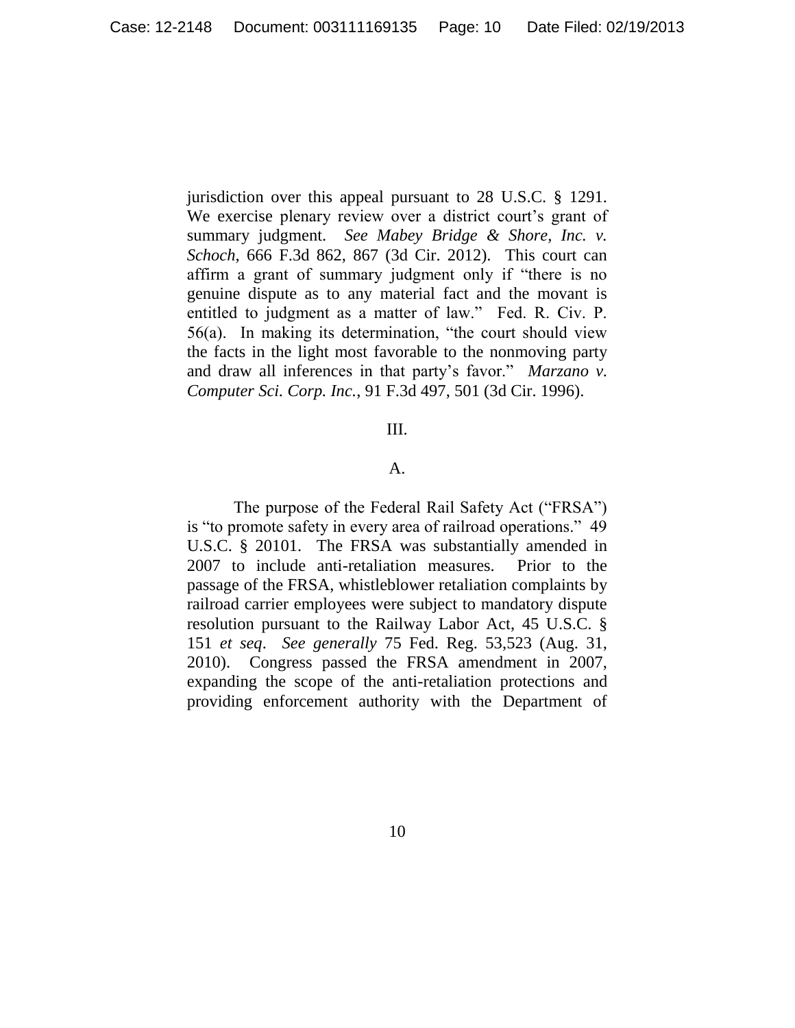jurisdiction over this appeal pursuant to 28 U.S.C. § 1291. We exercise plenary review over a district court's grant of summary judgment. *See Mabey Bridge & Shore, Inc. v. Schoch*, 666 F.3d 862, 867 (3d Cir. 2012). This court can affirm a grant of summary judgment only if "there is no genuine dispute as to any material fact and the movant is entitled to judgment as a matter of law." Fed. R. Civ. P. 56(a). In making its determination, "the court should view the facts in the light most favorable to the nonmoving party and draw all inferences in that party's favor." *Marzano v. Computer Sci. Corp. Inc.*, 91 F.3d 497, 501 (3d Cir. 1996).

## III.

### A.

The purpose of the Federal Rail Safety Act ("FRSA") is "to promote safety in every area of railroad operations." 49 U.S.C. § 20101. The FRSA was substantially amended in 2007 to include anti-retaliation measures. Prior to the passage of the FRSA, whistleblower retaliation complaints by railroad carrier employees were subject to mandatory dispute resolution pursuant to the Railway Labor Act, 45 U.S.C. § 151 *et seq*. *See generally* 75 Fed. Reg. 53,523 (Aug. 31, 2010). Congress passed the FRSA amendment in 2007, expanding the scope of the anti-retaliation protections and providing enforcement authority with the Department of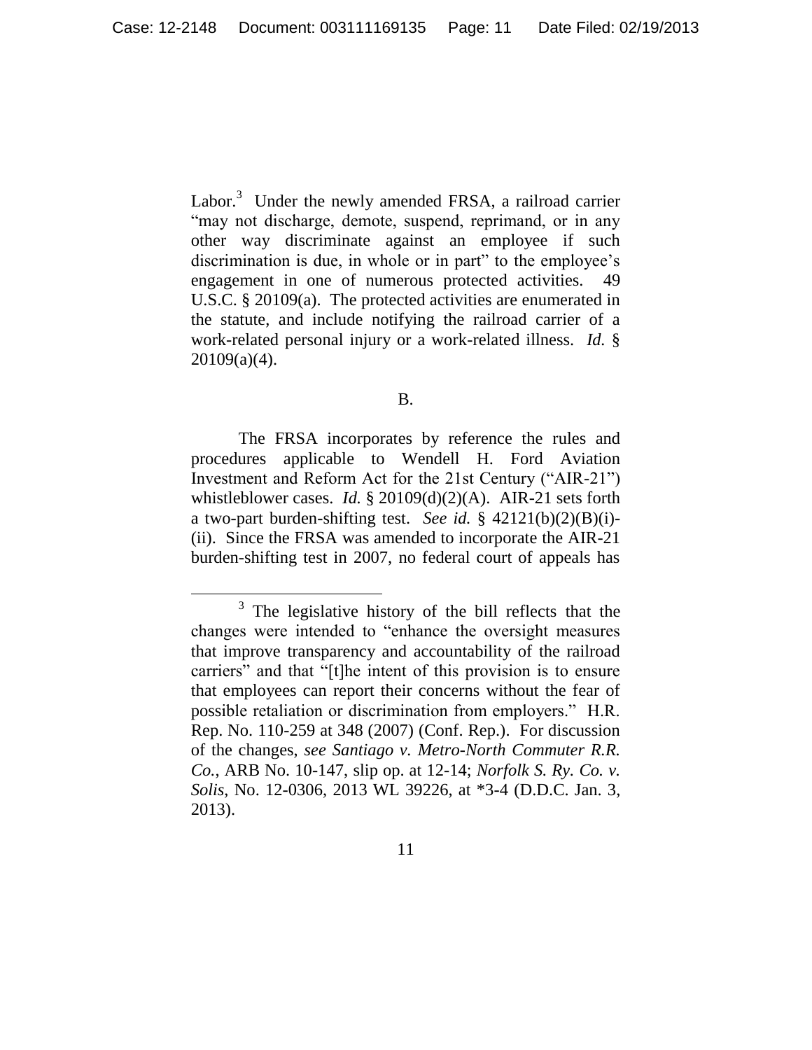Labor.[3] Under the newly amended FRSA, a railroad carrier "may not discharge, demote, suspend, reprimand, or in any other way discriminate against an employee if such discrimination is due, in whole or in part" to the employee's engagement in one of numerous protected activities. 49 U.S.C. § 20109(a). The protected activities are enumerated in the statute, and include notifying the railroad carrier of a work-related personal injury or a work-related illness. *Id.* § 20109(a)(4).

B.

The FRSA incorporates by reference the rules and procedures applicable to Wendell H. Ford Aviation Investment and Reform Act for the 21st Century ("AIR-21") whistleblower cases. *Id.* § 20109(d)(2)(A). AIR-21 sets forth a two-part burden-shifting test. *See id.* § 42121(b)(2)(B)(i)-(ii). Since the FRSA was amended to incorporate the AIR-21 burden-shifting test in 2007, no federal court of appeals has

[3] The legislative history of the bill reflects that the changes were intended to "enhance the oversight measures that improve transparency and accountability of the railroad carriers" and that "[t]he intent of this provision is to ensure that employees can report their concerns without the fear of possible retaliation or discrimination from employers." H.R. Rep. No. 110-259 at 348 (2007) (Conf. Rep.). For discussion of the changes, *see Santiago v. Metro-North Commuter R.R. Co.*, ARB No. 10-147, slip op. at 12-14; *Norfolk S. Ry. Co. v. Solis*, No. 12-0306, 2013 WL 39226, at *3-4 (D.D.C. Jan. 3, 2013).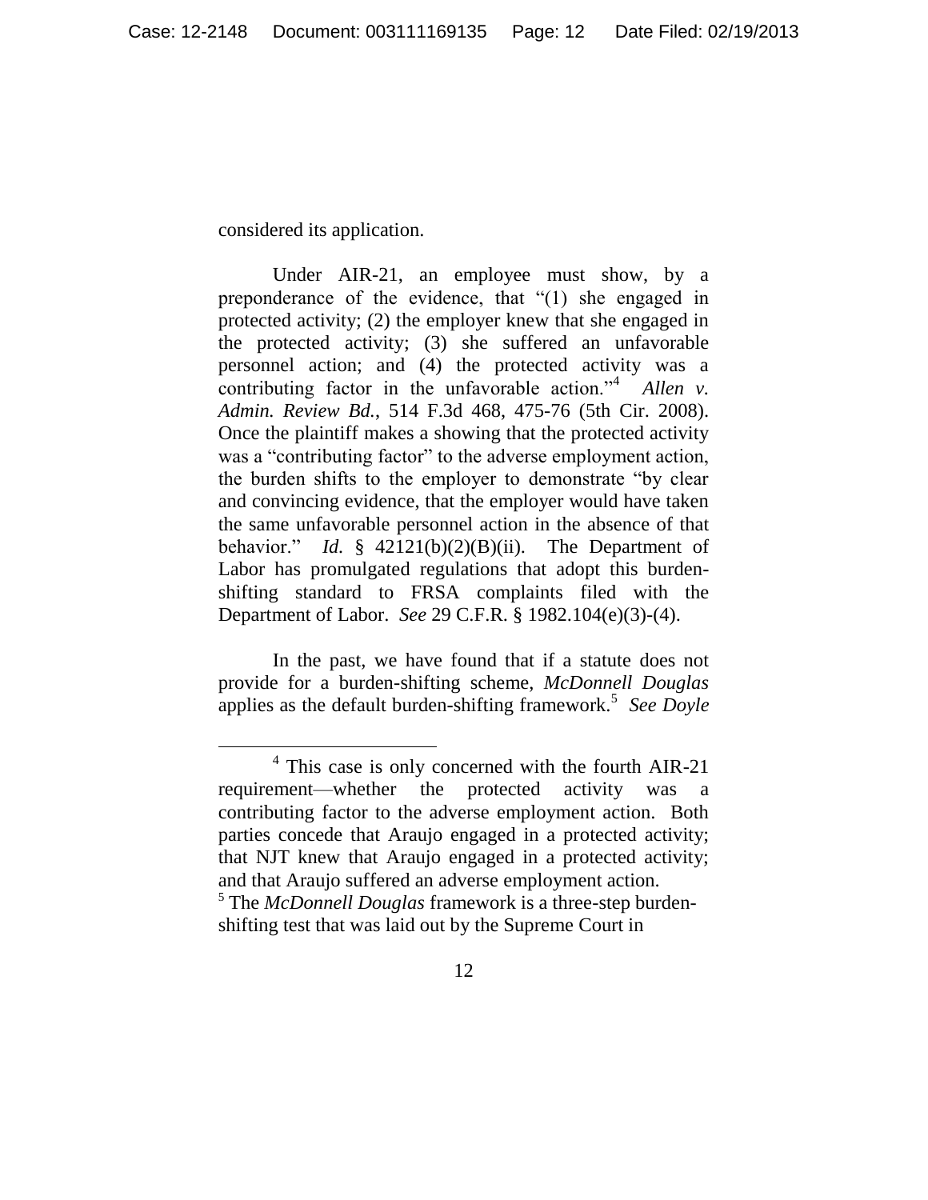considered its application.

Under AIR-21, an employee must show, by a preponderance of the evidence, that "(1) she engaged in protected activity; (2) the employer knew that she engaged in the protected activity; (3) she suffered an unfavorable personnel action; and (4) the protected activity was a contributing factor in the unfavorable action."[4] *Allen v. Admin. Review Bd.*, 514 F.3d 468, 475-76 (5th Cir. 2008). Once the plaintiff makes a showing that the protected activity was a "contributing factor" to the adverse employment action, the burden shifts to the employer to demonstrate "by clear and convincing evidence, that the employer would have taken the same unfavorable personnel action in the absence of that behavior." *Id.* § 42121(b)(2)(B)(ii). The Department of Labor has promulgated regulations that adopt this burden-shifting standard to FRSA complaints filed with the Department of Labor. *See* 29 C.F.R. § 1982.104(e)(3)-(4).

In the past, we have found that if a statute does not provide for a burden-shifting scheme, *McDonnell Douglas* applies as the default burden-shifting framework.[5] *See Doyle*

---

[4] This case is only concerned with the fourth AIR-21 requirement—whether the protected activity was a contributing factor to the adverse employment action. Both parties concede that Araujo engaged in a protected activity; that NJT knew that Araujo engaged in a protected activity; and that Araujo suffered an adverse employment action.

[5] The *McDonnell Douglas* framework is a three-step burden-shifting test that was laid out by the Supreme Court in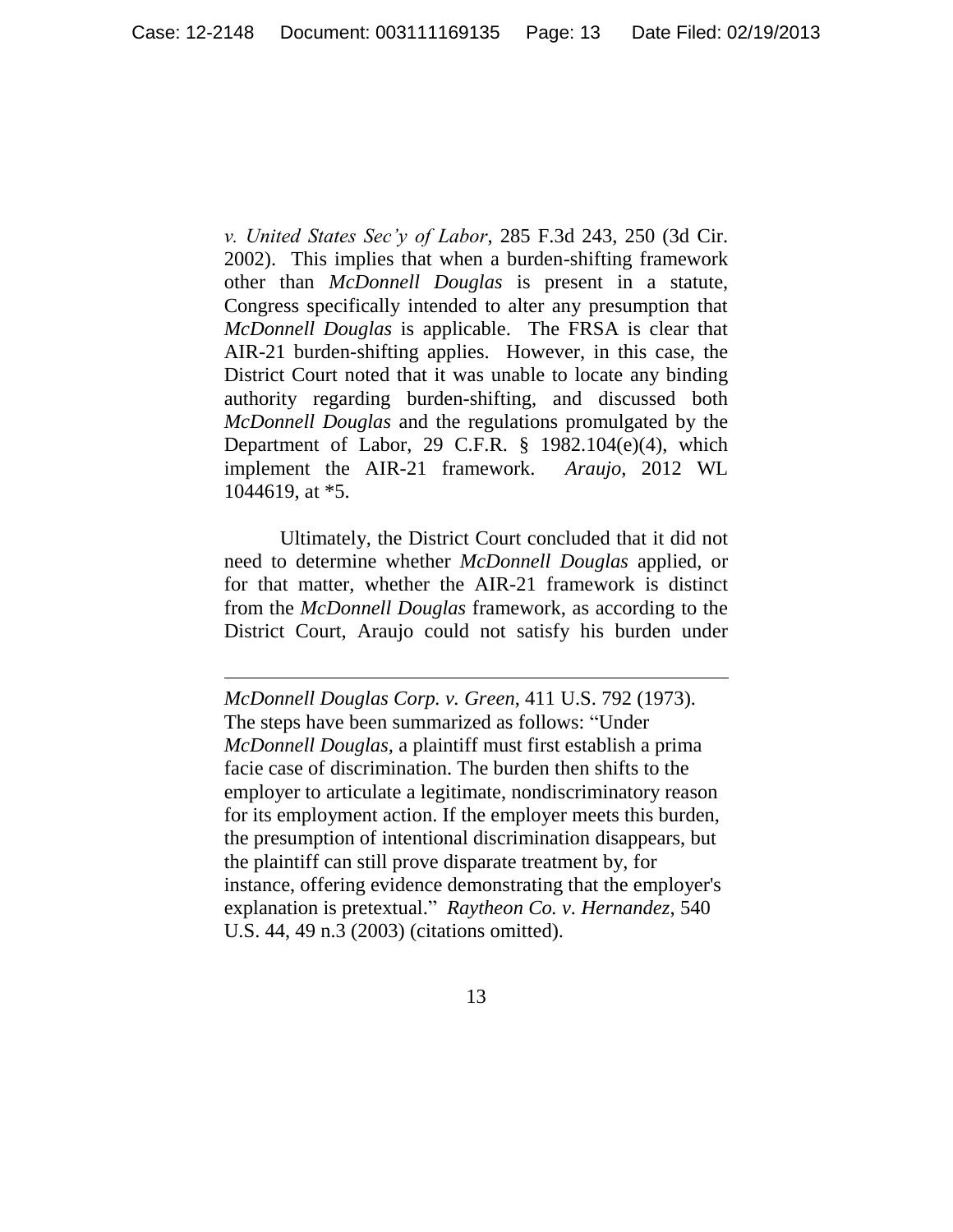*v. United States Sec'y of Labor*, 285 F.3d 243, 250 (3d Cir. 2002). This implies that when a burden-shifting framework other than *McDonnell Douglas* is present in a statute, Congress specifically intended to alter any presumption that *McDonnell Douglas* is applicable. The FRSA is clear that AIR-21 burden-shifting applies. However, in this case, the District Court noted that it was unable to locate any binding authority regarding burden-shifting, and discussed both *McDonnell Douglas* and the regulations promulgated by the Department of Labor, 29 C.F.R. § 1982.104(e)(4), which implement the AIR-21 framework. *Araujo*, 2012 WL 1044619, at *5.

Ultimately, the District Court concluded that it did not need to determine whether *McDonnell Douglas* applied, or for that matter, whether the AIR-21 framework is distinct from the *McDonnell Douglas* framework, as according to the District Court, Araujo could not satisfy his burden under

---

*McDonnell Douglas Corp. v. Green*, 411 U.S. 792 (1973). The steps have been summarized as follows: "Under *McDonnell Douglas*, a plaintiff must first establish a prima facie case of discrimination. The burden then shifts to the employer to articulate a legitimate, nondiscriminatory reason for its employment action. If the employer meets this burden, the presumption of intentional discrimination disappears, but the plaintiff can still prove disparate treatment by, for instance, offering evidence demonstrating that the employer's explanation is pretextual." *Raytheon Co. v. Hernandez*, 540 U.S. 44, 49 n.3 (2003) (citations omitted).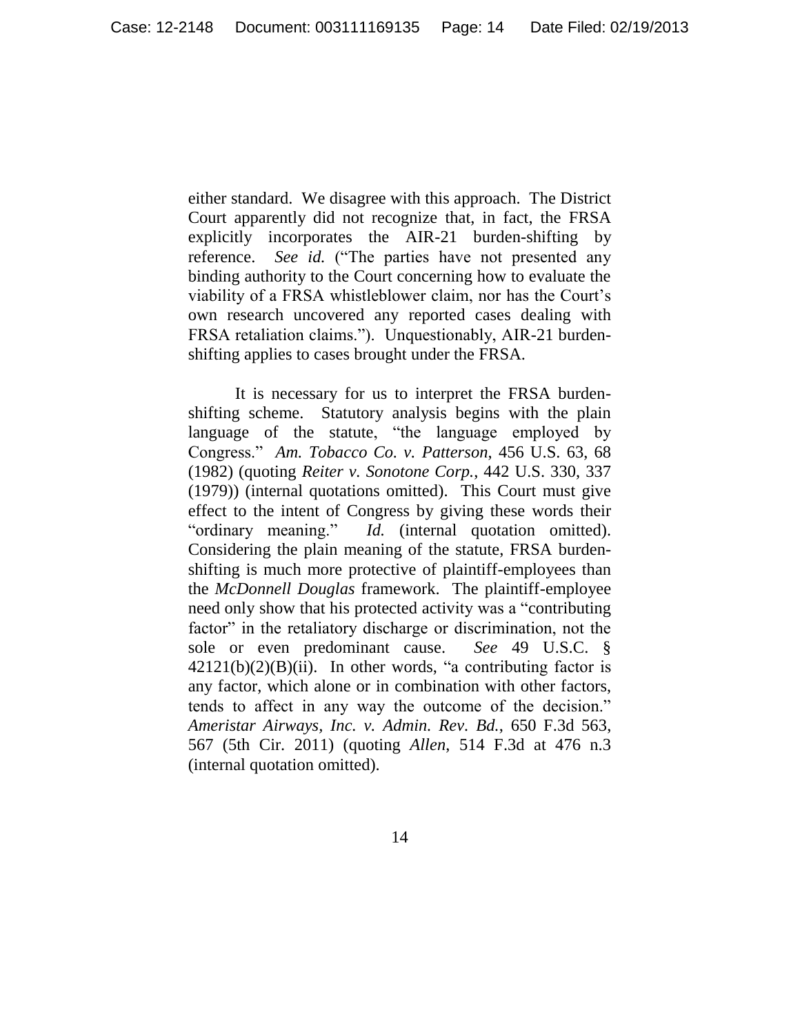either standard. We disagree with this approach. The District Court apparently did not recognize that, in fact, the FRSA explicitly incorporates the AIR-21 burden-shifting by reference. *See id.* ("The parties have not presented any binding authority to the Court concerning how to evaluate the viability of a FRSA whistleblower claim, nor has the Court's own research uncovered any reported cases dealing with FRSA retaliation claims."). Unquestionably, AIR-21 burden-shifting applies to cases brought under the FRSA.

It is necessary for us to interpret the FRSA burden-shifting scheme. Statutory analysis begins with the plain language of the statute, "the language employed by Congress." *Am. Tobacco Co. v. Patterson*, 456 U.S. 63, 68 (1982) (quoting *Reiter v. Sonotone Corp.*, 442 U.S. 330, 337 (1979)) (internal quotations omitted). This Court must give effect to the intent of Congress by giving these words their "ordinary meaning." *Id.* (internal quotation omitted). Considering the plain meaning of the statute, FRSA burden-shifting is much more protective of plaintiff-employees than the *McDonnell Douglas* framework. The plaintiff-employee need only show that his protected activity was a "contributing factor" in the retaliatory discharge or discrimination, not the sole or even predominant cause. *See* 49 U.S.C. § 42121(b)(2)(B)(ii). In other words, "a contributing factor is any factor, which alone or in combination with other factors, tends to affect in any way the outcome of the decision." *Ameristar Airways, Inc. v. Admin. Rev. Bd.*, 650 F.3d 563, 567 (5th Cir. 2011) (quoting *Allen*, 514 F.3d at 476 n.3 (internal quotation omitted).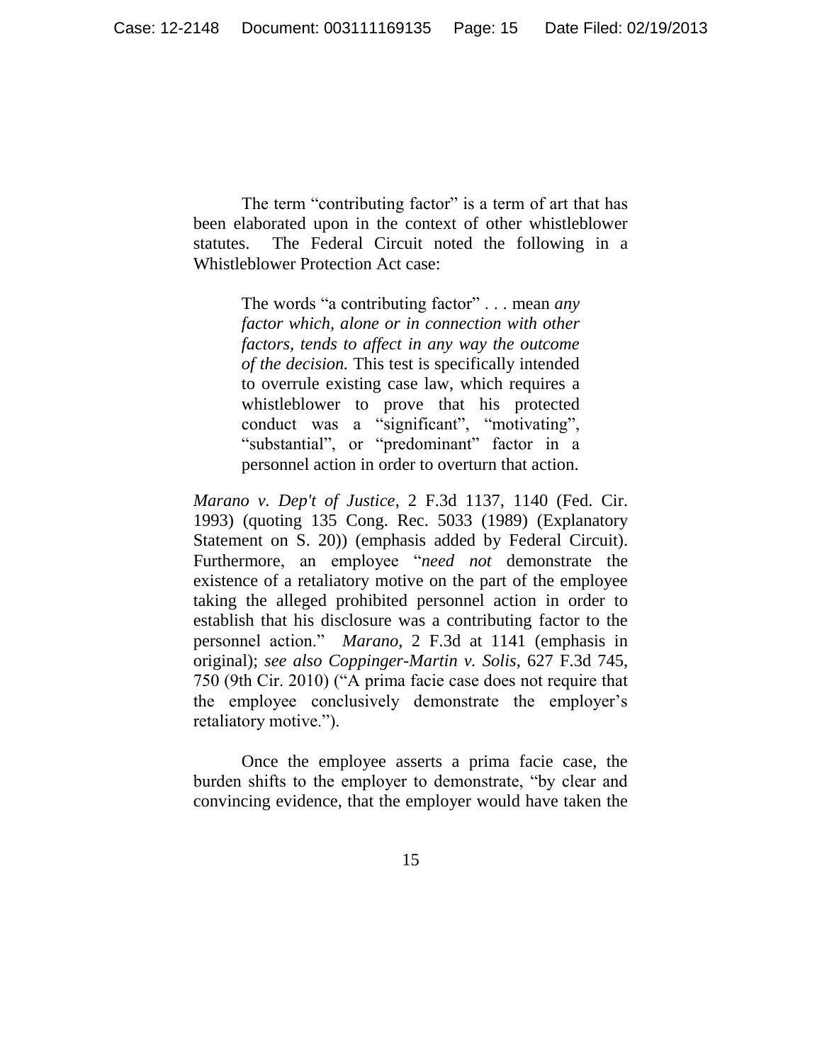The term "contributing factor" is a term of art that has been elaborated upon in the context of other whistleblower statutes. The Federal Circuit noted the following in a Whistleblower Protection Act case:

> The words "a contributing factor" . . . mean *any factor which, alone or in connection with other factors, tends to affect in any way the outcome of the decision.* This test is specifically intended to overrule existing case law, which requires a whistleblower to prove that his protected conduct was a "significant", "motivating", "substantial", or "predominant" factor in a personnel action in order to overturn that action.

*Marano v. Dep't of Justice*, 2 F.3d 1137, 1140 (Fed. Cir. 1993) (quoting 135 Cong. Rec. 5033 (1989) (Explanatory Statement on S. 20)) (emphasis added by Federal Circuit). Furthermore, an employee "*need not* demonstrate the existence of a retaliatory motive on the part of the employee taking the alleged prohibited personnel action in order to establish that his disclosure was a contributing factor to the personnel action." *Marano*, 2 F.3d at 1141 (emphasis in original); *see also Coppinger-Martin v. Solis*, 627 F.3d 745, 750 (9th Cir. 2010) ("A prima facie case does not require that the employee conclusively demonstrate the employer's retaliatory motive.").

Once the employee asserts a prima facie case, the burden shifts to the employer to demonstrate, "by clear and convincing evidence, that the employer would have taken the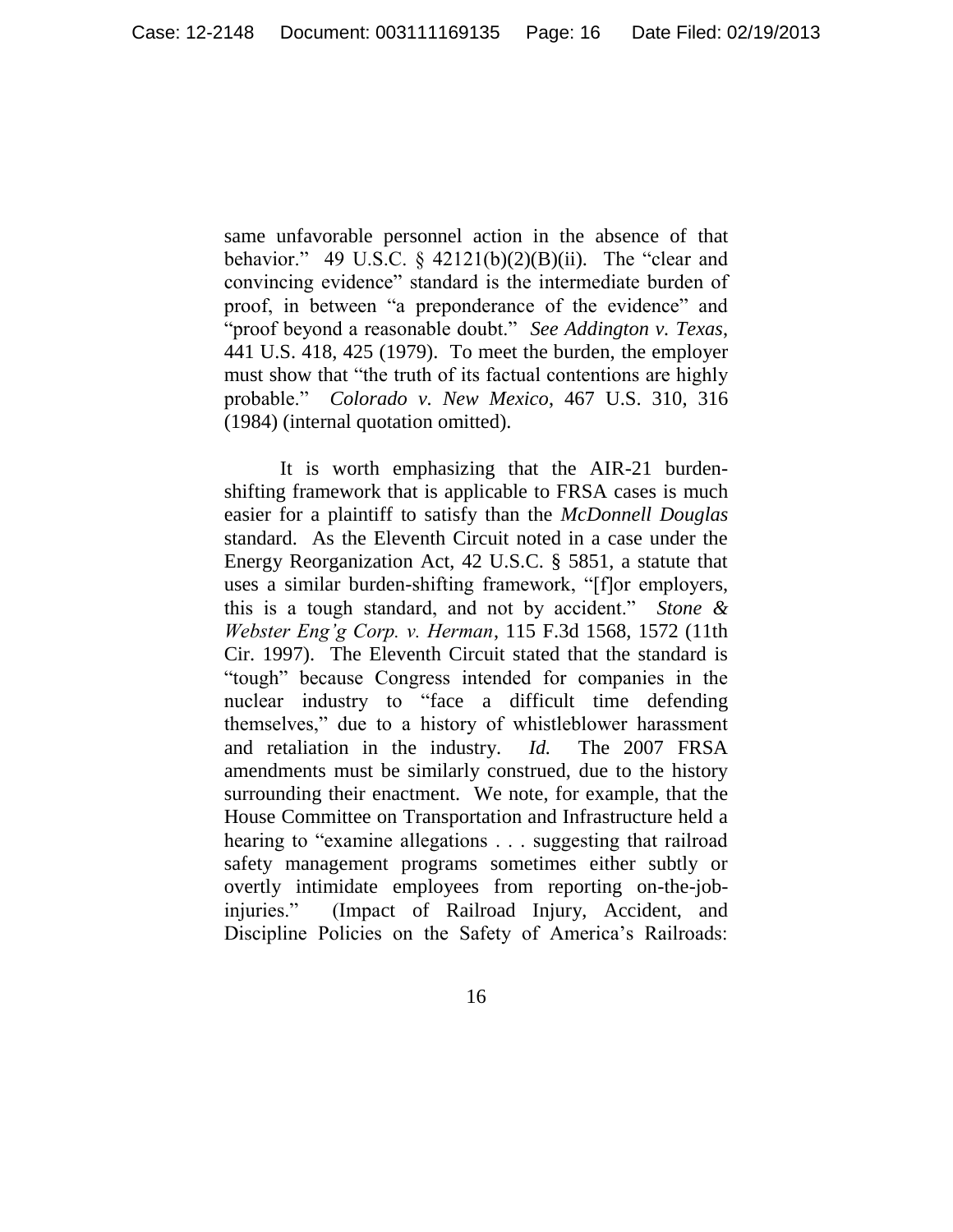same unfavorable personnel action in the absence of that behavior." 49 U.S.C. § 42121(b)(2)(B)(ii). The "clear and convincing evidence" standard is the intermediate burden of proof, in between "a preponderance of the evidence" and "proof beyond a reasonable doubt." *See Addington v. Texas*, 441 U.S. 418, 425 (1979). To meet the burden, the employer must show that "the truth of its factual contentions are highly probable." *Colorado v. New Mexico*, 467 U.S. 310, 316 (1984) (internal quotation omitted).

It is worth emphasizing that the AIR-21 burden-shifting framework that is applicable to FRSA cases is much easier for a plaintiff to satisfy than the *McDonnell Douglas* standard. As the Eleventh Circuit noted in a case under the Energy Reorganization Act, 42 U.S.C. § 5851, a statute that uses a similar burden-shifting framework, "[f]or employers, this is a tough standard, and not by accident." *Stone & Webster Eng'g Corp. v. Herman*, 115 F.3d 1568, 1572 (11th Cir. 1997). The Eleventh Circuit stated that the standard is "tough" because Congress intended for companies in the nuclear industry to "face a difficult time defending themselves," due to a history of whistleblower harassment and retaliation in the industry. *Id.* The 2007 FRSA amendments must be similarly construed, due to the history surrounding their enactment. We note, for example, that the House Committee on Transportation and Infrastructure held a hearing to "examine allegations . . . suggesting that railroad safety management programs sometimes either subtly or overtly intimidate employees from reporting on-the-job-injuries." (Impact of Railroad Injury, Accident, and Discipline Policies on the Safety of America's Railroads: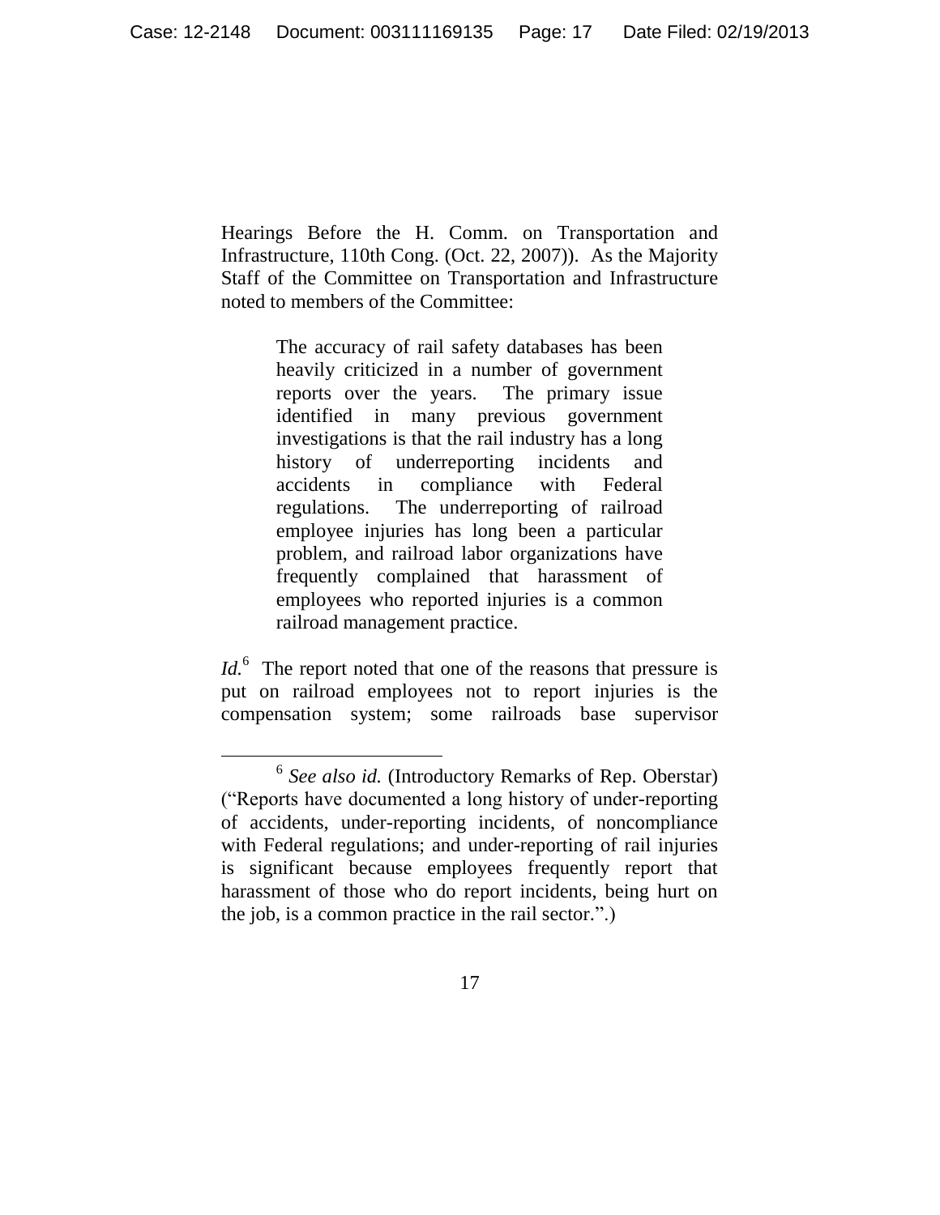Hearings Before the H. Comm. on Transportation and Infrastructure, 110th Cong. (Oct. 22, 2007)). As the Majority Staff of the Committee on Transportation and Infrastructure noted to members of the Committee:

> The accuracy of rail safety databases has been heavily criticized in a number of government reports over the years. The primary issue identified in many previous government investigations is that the rail industry has a long history of underreporting incidents and accidents in compliance with Federal regulations. The underreporting of railroad employee injuries has long been a particular problem, and railroad labor organizations have frequently complained that harassment of employees who reported injuries is a common railroad management practice.

*Id.*[6] The report noted that one of the reasons that pressure is put on railroad employees not to report injuries is the compensation system; some railroads base supervisor

---

[6] *See also id.* (Introductory Remarks of Rep. Oberstar) ("Reports have documented a long history of under-reporting of accidents, under-reporting incidents, of noncompliance with Federal regulations; and under-reporting of rail injuries is significant because employees frequently report that harassment of those who do report incidents, being hurt on the job, is a common practice in the rail sector.".)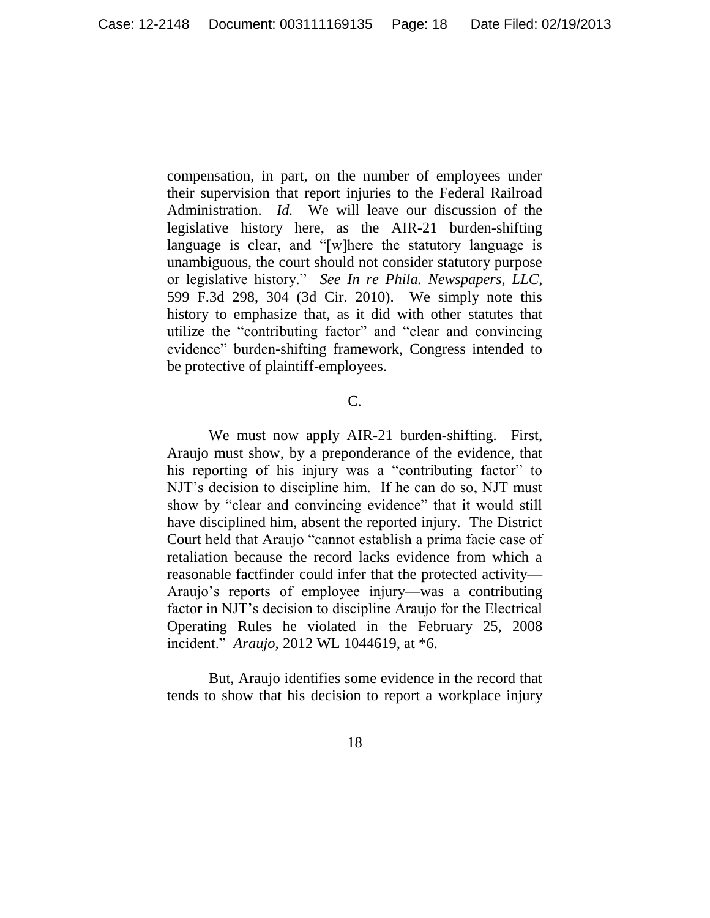compensation, in part, on the number of employees under their supervision that report injuries to the Federal Railroad Administration. *Id.* We will leave our discussion of the legislative history here, as the AIR-21 burden-shifting language is clear, and "[w]here the statutory language is unambiguous, the court should not consider statutory purpose or legislative history." *See In re Phila. Newspapers, LLC*, 599 F.3d 298, 304 (3d Cir. 2010). We simply note this history to emphasize that, as it did with other statutes that utilize the "contributing factor" and "clear and convincing evidence" burden-shifting framework, Congress intended to be protective of plaintiff-employees.

C.

We must now apply AIR-21 burden-shifting. First, Araujo must show, by a preponderance of the evidence, that his reporting of his injury was a "contributing factor" to NJT's decision to discipline him. If he can do so, NJT must show by "clear and convincing evidence" that it would still have disciplined him, absent the reported injury. The District Court held that Araujo "cannot establish a prima facie case of retaliation because the record lacks evidence from which a reasonable factfinder could infer that the protected activity—Araujo's reports of employee injury—was a contributing factor in NJT's decision to discipline Araujo for the Electrical Operating Rules he violated in the February 25, 2008 incident." *Araujo*, 2012 WL 1044619, at *6.

But, Araujo identifies some evidence in the record that tends to show that his decision to report a workplace injury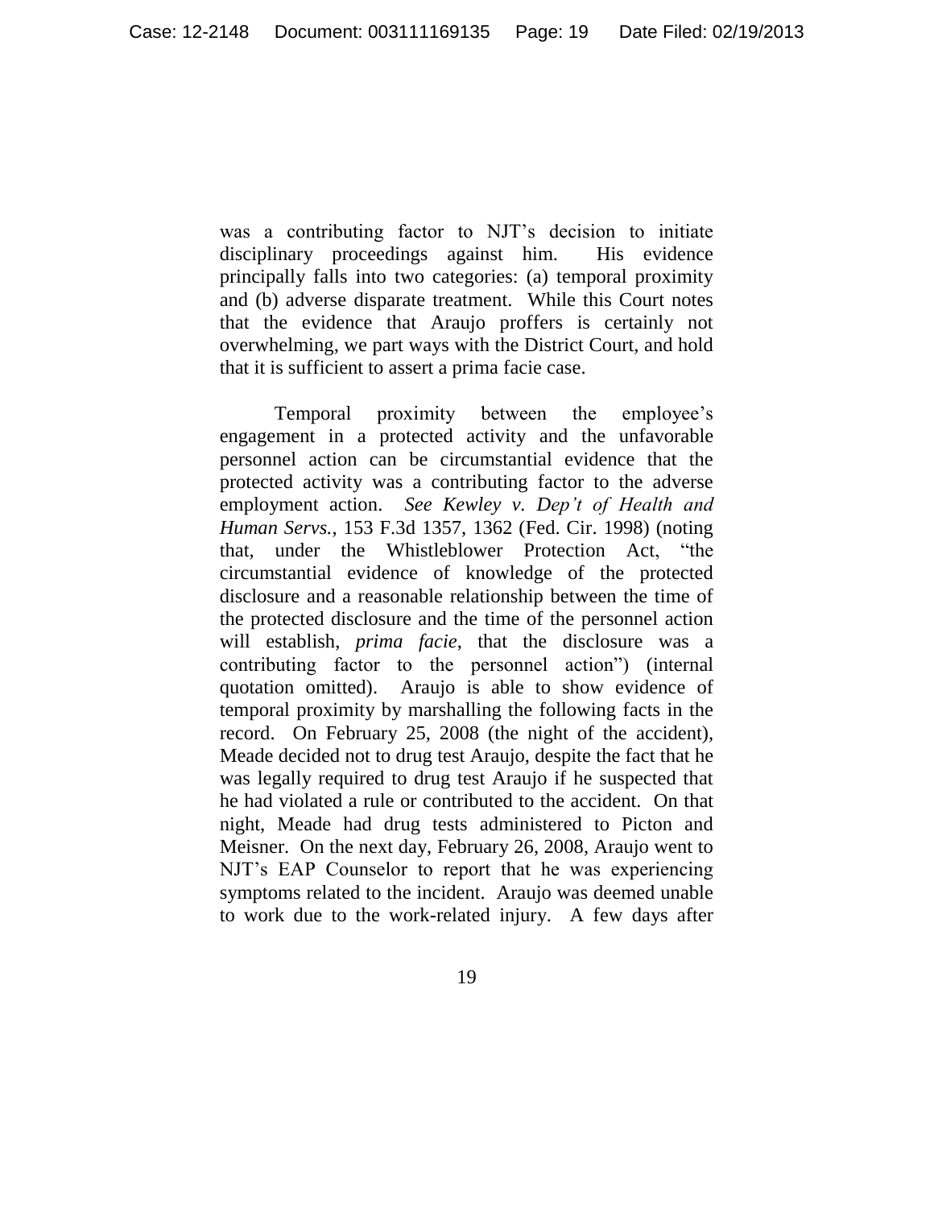was a contributing factor to NJT's decision to initiate disciplinary proceedings against him. His evidence principally falls into two categories: (a) temporal proximity and (b) adverse disparate treatment. While this Court notes that the evidence that Araujo proffers is certainly not overwhelming, we part ways with the District Court, and hold that it is sufficient to assert a prima facie case.

Temporal proximity between the employee's engagement in a protected activity and the unfavorable personnel action can be circumstantial evidence that the protected activity was a contributing factor to the adverse employment action. *See Kewley v. Dep't of Health and Human Servs.*, 153 F.3d 1357, 1362 (Fed. Cir. 1998) (noting that, under the Whistleblower Protection Act, "the circumstantial evidence of knowledge of the protected disclosure and a reasonable relationship between the time of the protected disclosure and the time of the personnel action will establish, *prima facie*, that the disclosure was a contributing factor to the personnel action") (internal quotation omitted). Araujo is able to show evidence of temporal proximity by marshalling the following facts in the record. On February 25, 2008 (the night of the accident), Meade decided not to drug test Araujo, despite the fact that he was legally required to drug test Araujo if he suspected that he had violated a rule or contributed to the accident. On that night, Meade had drug tests administered to Picton and Meisner. On the next day, February 26, 2008, Araujo went to NJT's EAP Counselor to report that he was experiencing symptoms related to the incident. Araujo was deemed unable to work due to the work-related injury. A few days after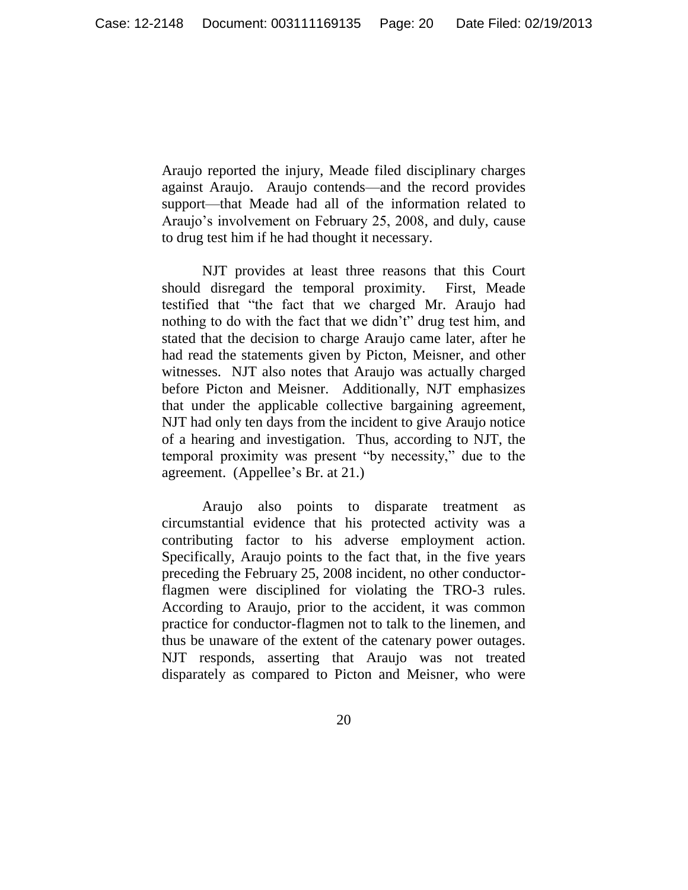Araujo reported the injury, Meade filed disciplinary charges against Araujo. Araujo contends—and the record provides support—that Meade had all of the information related to Araujo's involvement on February 25, 2008, and duly, cause to drug test him if he had thought it necessary.

NJT provides at least three reasons that this Court should disregard the temporal proximity. First, Meade testified that "the fact that we charged Mr. Araujo had nothing to do with the fact that we didn't" drug test him, and stated that the decision to charge Araujo came later, after he had read the statements given by Picton, Meisner, and other witnesses. NJT also notes that Araujo was actually charged before Picton and Meisner. Additionally, NJT emphasizes that under the applicable collective bargaining agreement, NJT had only ten days from the incident to give Araujo notice of a hearing and investigation. Thus, according to NJT, the temporal proximity was present "by necessity," due to the agreement. (Appellee's Br. at 21.)

Araujo also points to disparate treatment as circumstantial evidence that his protected activity was a contributing factor to his adverse employment action. Specifically, Araujo points to the fact that, in the five years preceding the February 25, 2008 incident, no other conductor-flagmen were disciplined for violating the TRO-3 rules. According to Araujo, prior to the accident, it was common practice for conductor-flagmen not to talk to the linemen, and thus be unaware of the extent of the catenary power outages. NJT responds, asserting that Araujo was not treated disparately as compared to Picton and Meisner, who were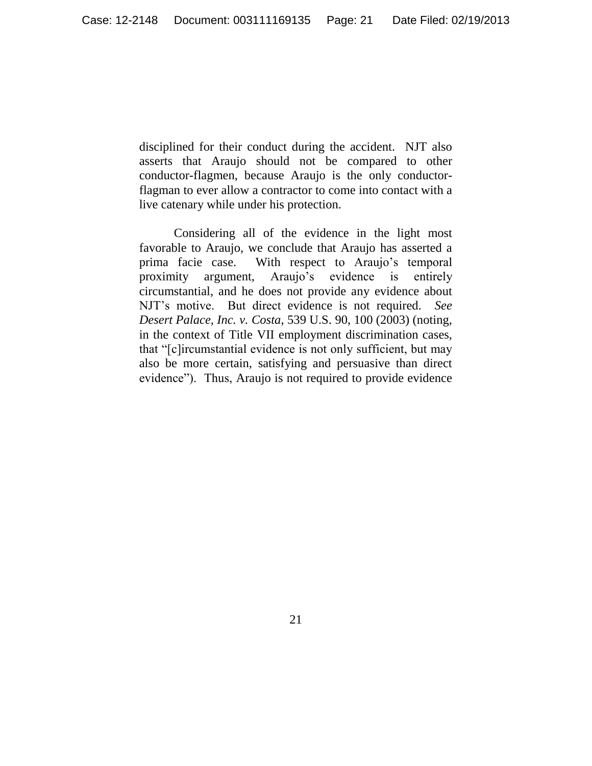disciplined for their conduct during the accident. NJT also asserts that Araujo should not be compared to other conductor-flagmen, because Araujo is the only conductor-flagman to ever allow a contractor to come into contact with a live catenary while under his protection.

Considering all of the evidence in the light most favorable to Araujo, we conclude that Araujo has asserted a prima facie case. With respect to Araujo's temporal proximity argument, Araujo's evidence is entirely circumstantial, and he does not provide any evidence about NJT's motive. But direct evidence is not required. *See Desert Palace, Inc. v. Costa*, 539 U.S. 90, 100 (2003) (noting, in the context of Title VII employment discrimination cases, that "[c]ircumstantial evidence is not only sufficient, but may also be more certain, satisfying and persuasive than direct evidence"). Thus, Araujo is not required to provide evidence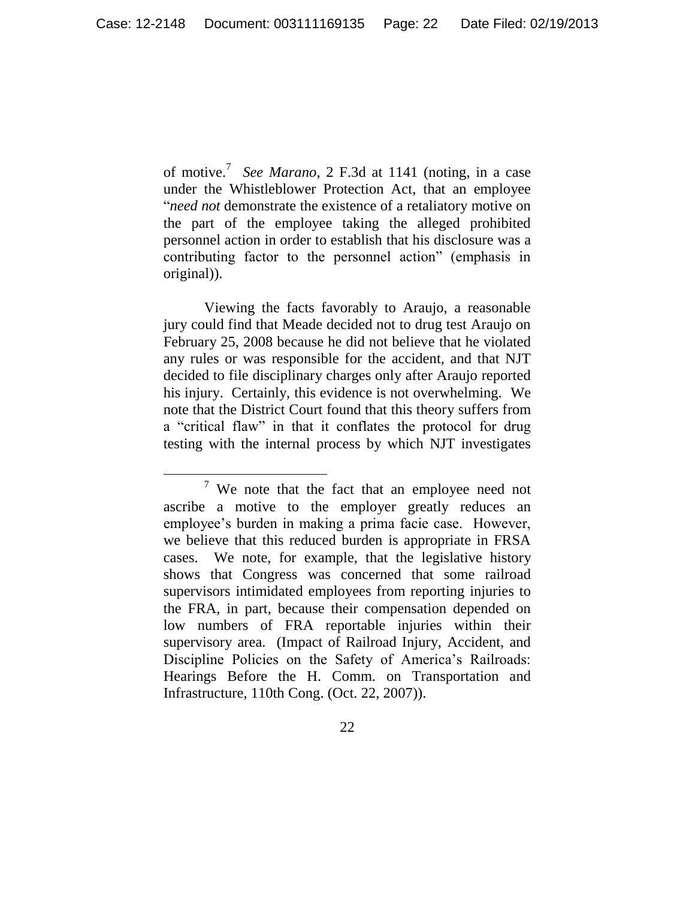of motive.[7] *See Marano*, 2 F.3d at 1141 (noting, in a case under the Whistleblower Protection Act, that an employee "*need not* demonstrate the existence of a retaliatory motive on the part of the employee taking the alleged prohibited personnel action in order to establish that his disclosure was a contributing factor to the personnel action" (emphasis in original)).

Viewing the facts favorably to Araujo, a reasonable jury could find that Meade decided not to drug test Araujo on February 25, 2008 because he did not believe that he violated any rules or was responsible for the accident, and that NJT decided to file disciplinary charges only after Araujo reported his injury. Certainly, this evidence is not overwhelming. We note that the District Court found that this theory suffers from a "critical flaw" in that it conflates the protocol for drug testing with the internal process by which NJT investigates

[7] We note that the fact that an employee need not ascribe a motive to the employer greatly reduces an employee's burden in making a prima facie case. However, we believe that this reduced burden is appropriate in FRSA cases. We note, for example, that the legislative history shows that Congress was concerned that some railroad supervisors intimidated employees from reporting injuries to the FRA, in part, because their compensation depended on low numbers of FRA reportable injuries within their supervisory area. (Impact of Railroad Injury, Accident, and Discipline Policies on the Safety of America's Railroads: Hearings Before the H. Comm. on Transportation and Infrastructure, 110th Cong. (Oct. 22, 2007)).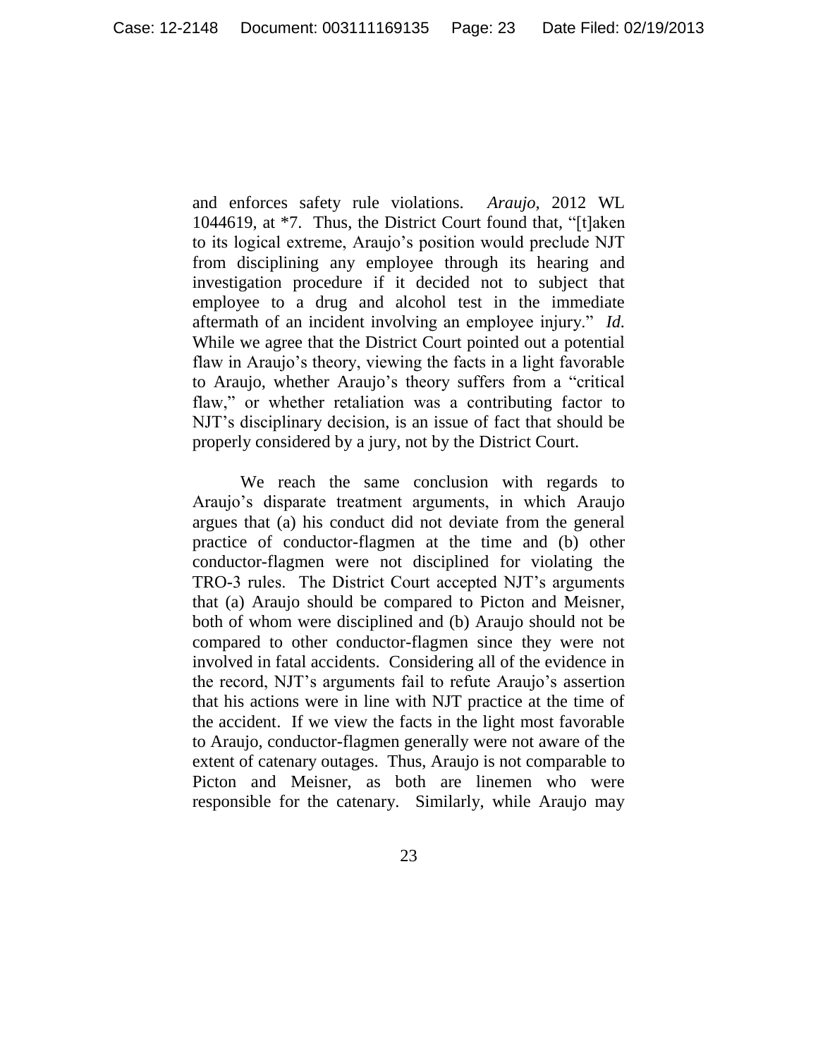and enforces safety rule violations. *Araujo*, 2012 WL 1044619, at *7. Thus, the District Court found that, "[t]aken to its logical extreme, Araujo's position would preclude NJT from disciplining any employee through its hearing and investigation procedure if it decided not to subject that employee to a drug and alcohol test in the immediate aftermath of an incident involving an employee injury." *Id.* While we agree that the District Court pointed out a potential flaw in Araujo's theory, viewing the facts in a light favorable to Araujo, whether Araujo's theory suffers from a "critical flaw," or whether retaliation was a contributing factor to NJT's disciplinary decision, is an issue of fact that should be properly considered by a jury, not by the District Court.

We reach the same conclusion with regards to Araujo's disparate treatment arguments, in which Araujo argues that (a) his conduct did not deviate from the general practice of conductor-flagmen at the time and (b) other conductor-flagmen were not disciplined for violating the TRO-3 rules. The District Court accepted NJT's arguments that (a) Araujo should be compared to Picton and Meisner, both of whom were disciplined and (b) Araujo should not be compared to other conductor-flagmen since they were not involved in fatal accidents. Considering all of the evidence in the record, NJT's arguments fail to refute Araujo's assertion that his actions were in line with NJT practice at the time of the accident. If we view the facts in the light most favorable to Araujo, conductor-flagmen generally were not aware of the extent of catenary outages. Thus, Araujo is not comparable to Picton and Meisner, as both are linemen who were responsible for the catenary. Similarly, while Araujo may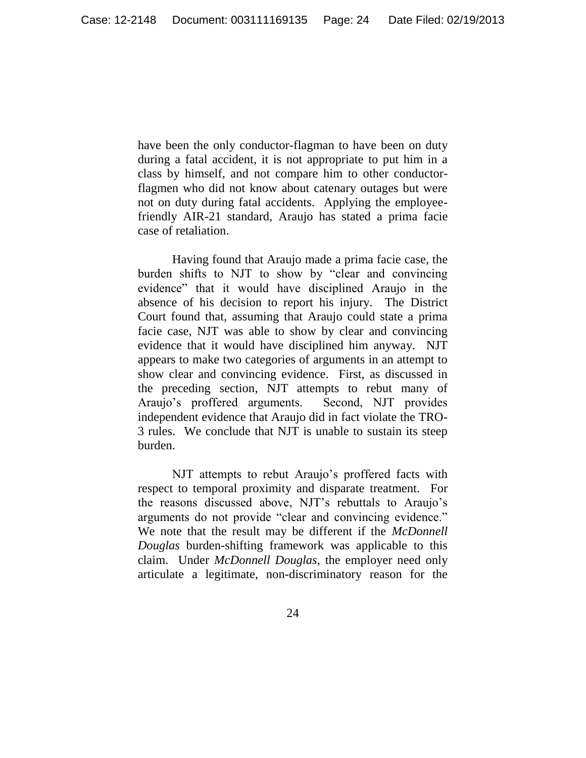have been the only conductor-flagman to have been on duty during a fatal accident, it is not appropriate to put him in a class by himself, and not compare him to other conductor-flagmen who did not know about catenary outages but were not on duty during fatal accidents. Applying the employee-friendly AIR-21 standard, Araujo has stated a prima facie case of retaliation.

Having found that Araujo made a prima facie case, the burden shifts to NJT to show by "clear and convincing evidence" that it would have disciplined Araujo in the absence of his decision to report his injury. The District Court found that, assuming that Araujo could state a prima facie case, NJT was able to show by clear and convincing evidence that it would have disciplined him anyway. NJT appears to make two categories of arguments in an attempt to show clear and convincing evidence. First, as discussed in the preceding section, NJT attempts to rebut many of Araujo's proffered arguments. Second, NJT provides independent evidence that Araujo did in fact violate the TRO-3 rules. We conclude that NJT is unable to sustain its steep burden.

NJT attempts to rebut Araujo's proffered facts with respect to temporal proximity and disparate treatment. For the reasons discussed above, NJT's rebuttals to Araujo's arguments do not provide "clear and convincing evidence." We note that the result may be different if the *McDonnell Douglas* burden-shifting framework was applicable to this claim. Under *McDonnell Douglas*, the employer need only articulate a legitimate, non-discriminatory reason for the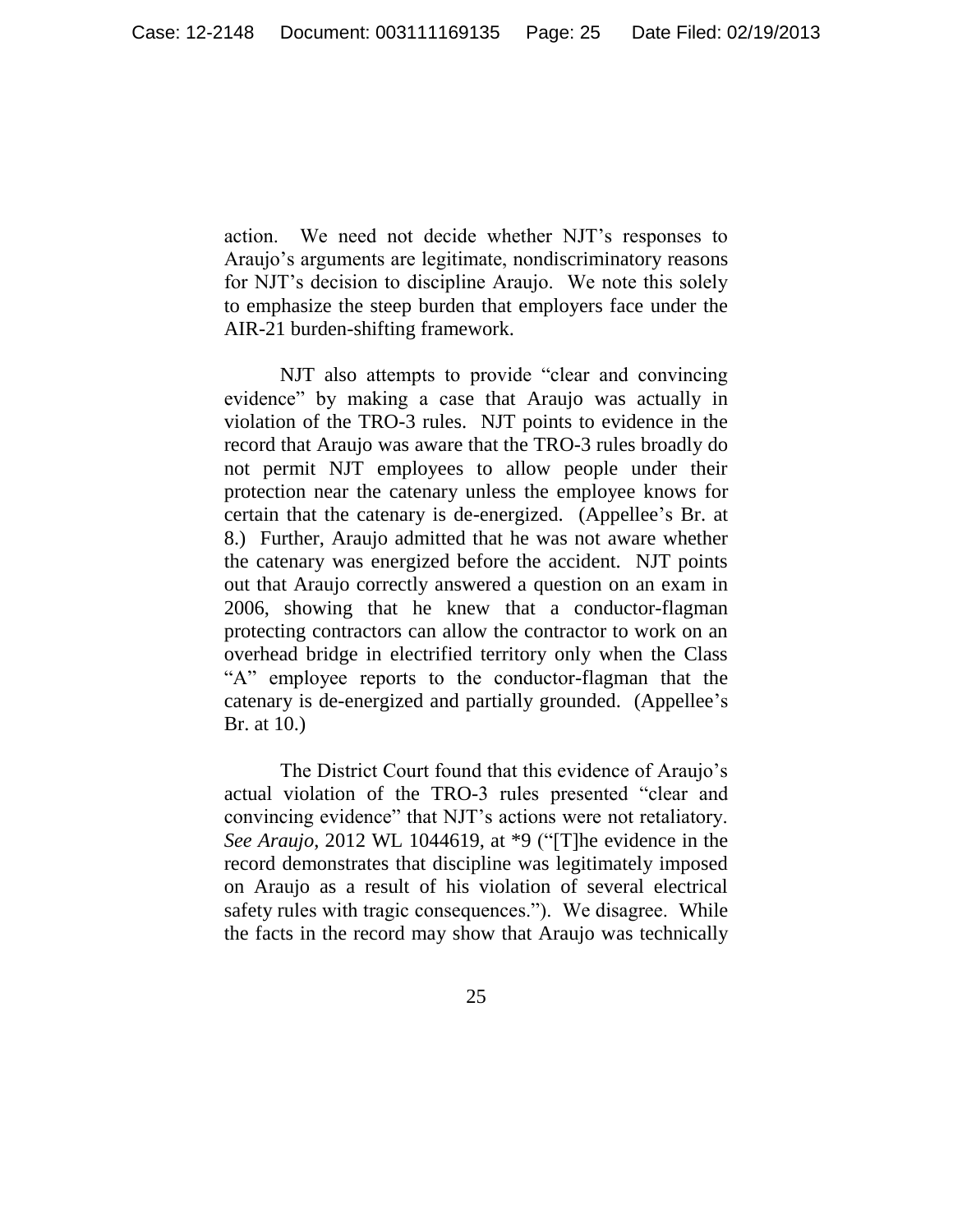action. We need not decide whether NJT's responses to Araujo's arguments are legitimate, nondiscriminatory reasons for NJT's decision to discipline Araujo. We note this solely to emphasize the steep burden that employers face under the AIR-21 burden-shifting framework.

NJT also attempts to provide "clear and convincing evidence" by making a case that Araujo was actually in violation of the TRO-3 rules. NJT points to evidence in the record that Araujo was aware that the TRO-3 rules broadly do not permit NJT employees to allow people under their protection near the catenary unless the employee knows for certain that the catenary is de-energized. (Appellee's Br. at 8.) Further, Araujo admitted that he was not aware whether the catenary was energized before the accident. NJT points out that Araujo correctly answered a question on an exam in 2006, showing that he knew that a conductor-flagman protecting contractors can allow the contractor to work on an overhead bridge in electrified territory only when the Class "A" employee reports to the conductor-flagman that the catenary is de-energized and partially grounded. (Appellee's Br. at 10.)

The District Court found that this evidence of Araujo's actual violation of the TRO-3 rules presented "clear and convincing evidence" that NJT's actions were not retaliatory. *See Araujo*, 2012 WL 1044619, at *9 ("[T]he evidence in the record demonstrates that discipline was legitimately imposed on Araujo as a result of his violation of several electrical safety rules with tragic consequences."). We disagree. While the facts in the record may show that Araujo was technically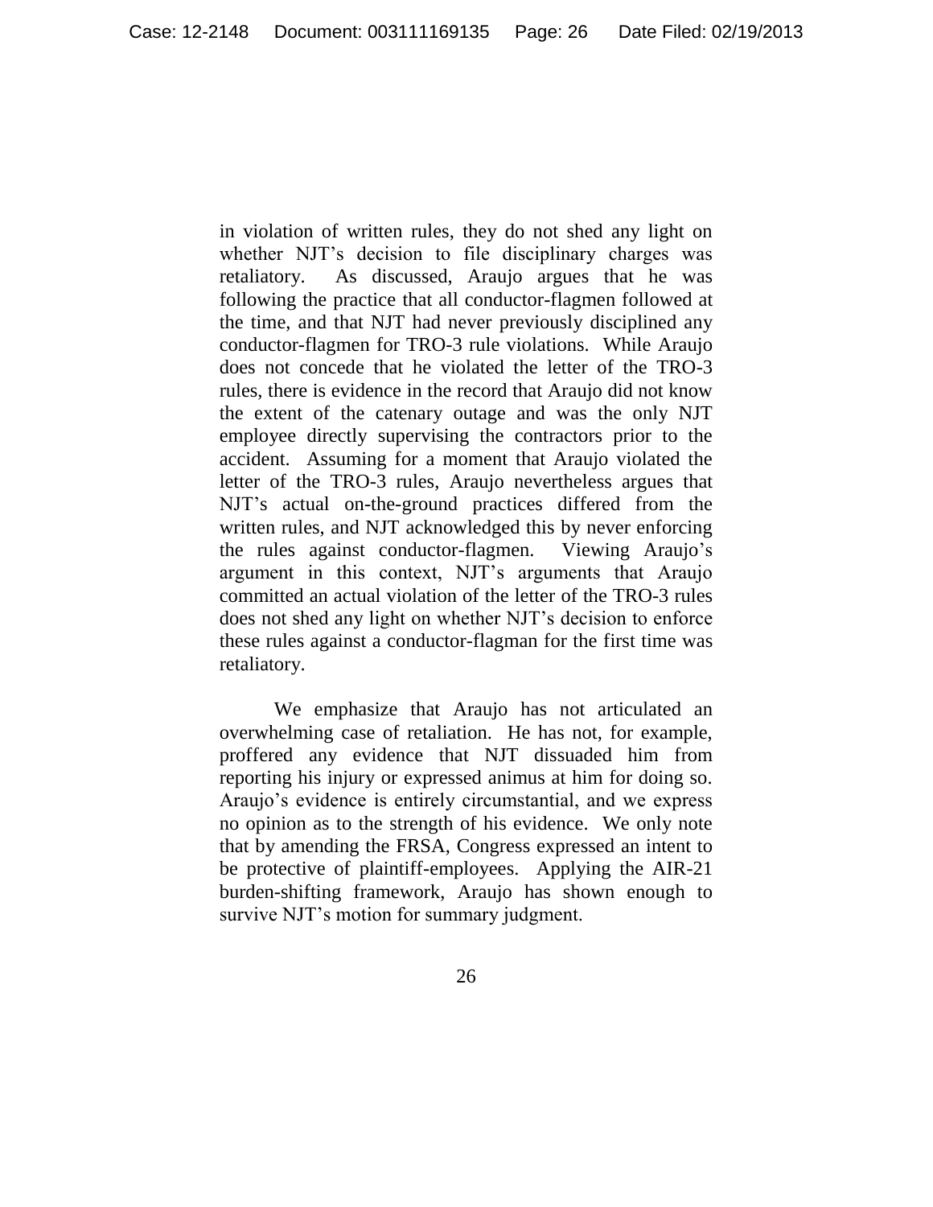in violation of written rules, they do not shed any light on whether NJT's decision to file disciplinary charges was retaliatory. As discussed, Araujo argues that he was following the practice that all conductor-flagmen followed at the time, and that NJT had never previously disciplined any conductor-flagmen for TRO-3 rule violations. While Araujo does not concede that he violated the letter of the TRO-3 rules, there is evidence in the record that Araujo did not know the extent of the catenary outage and was the only NJT employee directly supervising the contractors prior to the accident. Assuming for a moment that Araujo violated the letter of the TRO-3 rules, Araujo nevertheless argues that NJT's actual on-the-ground practices differed from the written rules, and NJT acknowledged this by never enforcing the rules against conductor-flagmen. Viewing Araujo's argument in this context, NJT's arguments that Araujo committed an actual violation of the letter of the TRO-3 rules does not shed any light on whether NJT's decision to enforce these rules against a conductor-flagman for the first time was retaliatory.

We emphasize that Araujo has not articulated an overwhelming case of retaliation. He has not, for example, proffered any evidence that NJT dissuaded him from reporting his injury or expressed animus at him for doing so. Araujo's evidence is entirely circumstantial, and we express no opinion as to the strength of his evidence. We only note that by amending the FRSA, Congress expressed an intent to be protective of plaintiff-employees. Applying the AIR-21 burden-shifting framework, Araujo has shown enough to survive NJT's motion for summary judgment.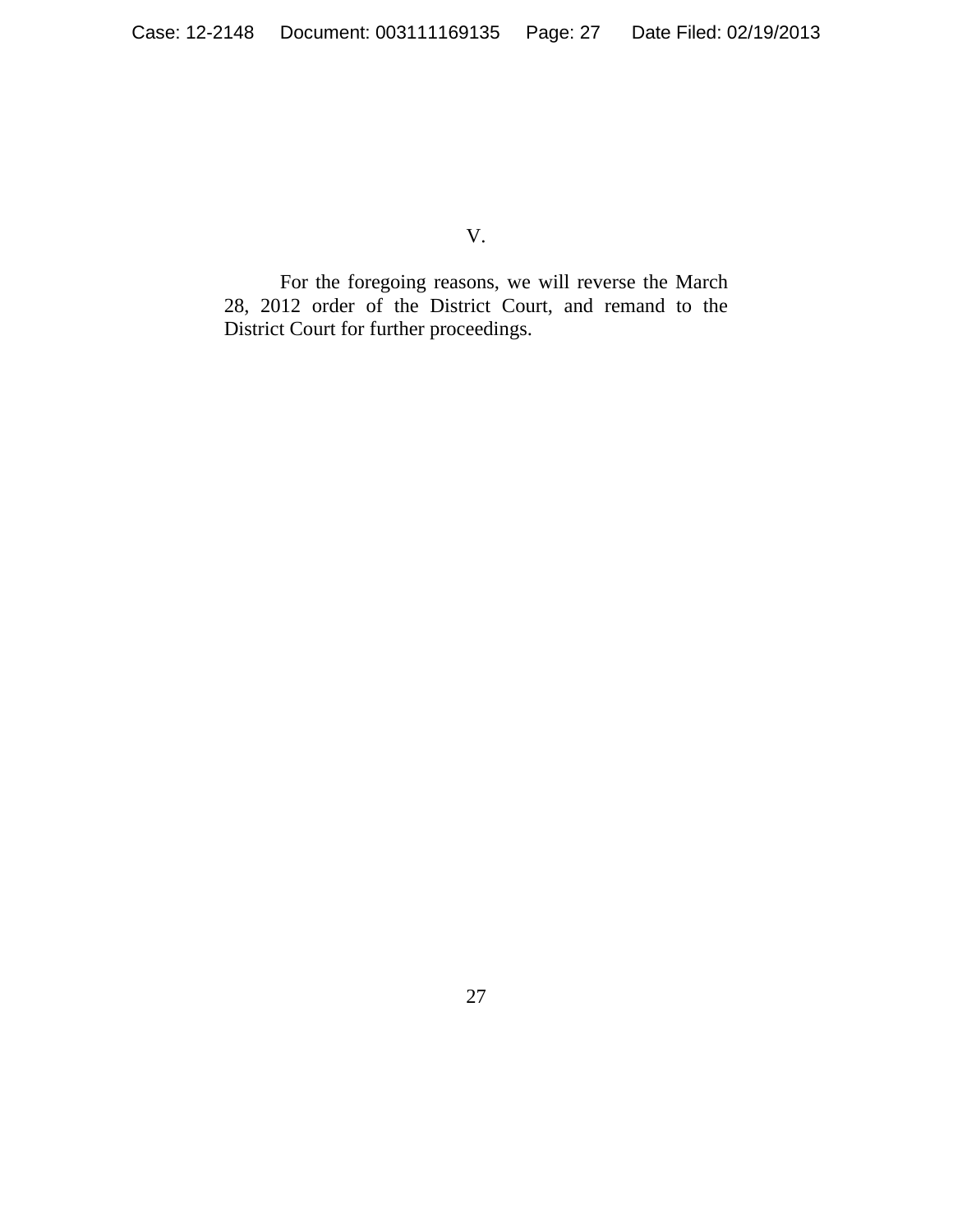V.

For the foregoing reasons, we will reverse the March 28, 2012 order of the District Court, and remand to the District Court for further proceedings.